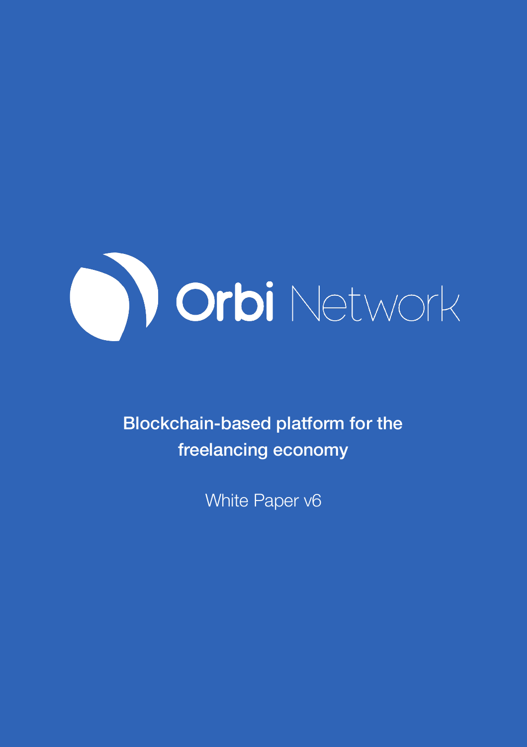# Orbi Network

**Blockchain-based platform for the freelancing economy**

White Paper v6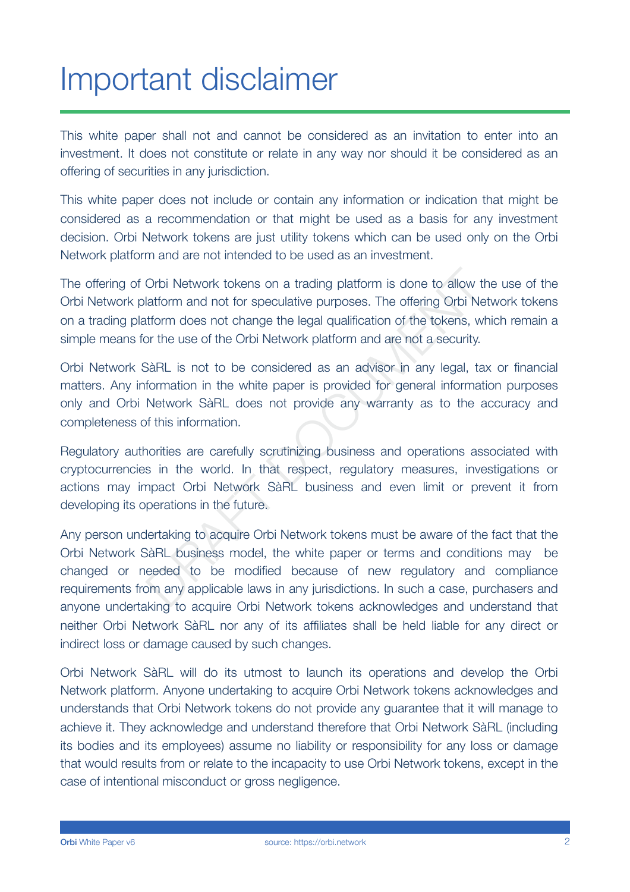# Important disclaimer

This white paper shall not and cannot be considered as an invitation to enter into an investment. It does not constitute or relate in any way nor should it be considered as an offering of securities in any jurisdiction.

This white paper does not include or contain any information or indication that might be considered as a recommendation or that might be used as a basis for any investment decision. Orbi Network tokens are just utility tokens which can be used only on the Orbi Network platform and are not intended to be used as an investment.

The offering of Orbi Network tokens on a trading platform is done to allow the use of the Orbi Network platform and not for speculative purposes. The offering Orbi Network tokens on a trading platform does not change the legal qualification of the tokens, which remain a simple means for the use of the Orbi Network platform and are not a security.

Orbi Network SàRL is not to be considered as an advisor in any legal, tax or financial matters. Any information in the white paper is provided for general information purposes only and Orbi Network SàRL does not provide any warranty as to the accuracy and completeness of this information.

Regulatory authorities are carefully scrutinizing business and operations associated with cryptocurrencies in the world. In that respect, regulatory measures, investigations or actions may impact Orbi Network SàRL business and even limit or prevent it from developing its operations in the future.

Any person undertaking to acquire Orbi Network tokens must be aware of the fact that the Orbi Network SàRL business model, the white paper or terms and conditions may be changed or needed to be modified because of new regulatory and compliance requirements from any applicable laws in any jurisdictions. In such a case, purchasers and anyone undertaking to acquire Orbi Network tokens acknowledges and understand that neither Orbi Network SàRL nor any of its affiliates shall be held liable for any direct or indirect loss or damage caused by such changes.

Orbi Network SàRL will do its utmost to launch its operations and develop the Orbi Network platform. Anyone undertaking to acquire Orbi Network tokens acknowledges and understands that Orbi Network tokens do not provide any guarantee that it will manage to achieve it. They acknowledge and understand therefore that Orbi Network SàRL (including its bodies and its employees) assume no liability or responsibility for any loss or damage that would results from or relate to the incapacity to use Orbi Network tokens, except in the case of intentional misconduct or gross negligence.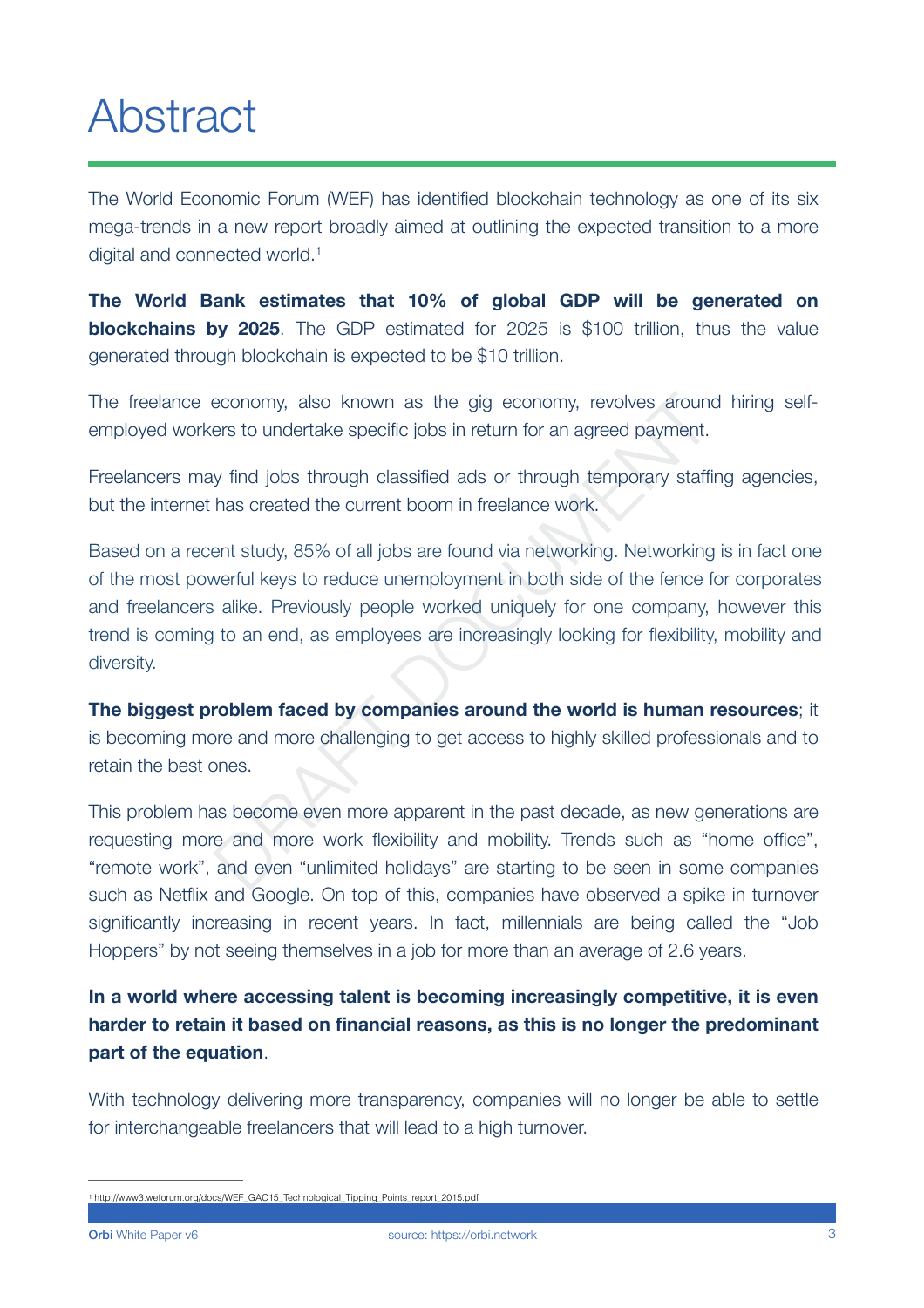# Abstract

The World Economic Forum (WEF) has identified blockchain technology as one of its six mega-trends in a new report broadly aimed at outlining the expected transition to a more digital and connected world.[1]

**The World Bank estimates that 10% of global GDP will be generated on blockchains by 2025**. The GDP estimated for 2025 is $100 trillion, thus the value generated through blockchain is expected to be $10 trillion.

The freelance economy, also known as the gig economy, revolves around hiring self-employed workers to undertake specific jobs in return for an agreed payment.

Freelancers may find jobs through classified ads or through temporary staffing agencies, but the internet has created the current boom in freelance work.

Based on a recent study, 85% of all jobs are found via networking. Networking is in fact one of the most powerful keys to reduce unemployment in both side of the fence for corporates and freelancers alike. Previously people worked uniquely for one company, however this trend is coming to an end, as employees are increasingly looking for flexibility, mobility and diversity.

**The biggest problem faced by companies around the world is human resources**; it is becoming more and more challenging to get access to highly skilled professionals and to retain the best ones.

This problem has become even more apparent in the past decade, as new generations are requesting more and more work flexibility and mobility. Trends such as "home office", "remote work", and even "unlimited holidays" are starting to be seen in some companies such as Netflix and Google. On top of this, companies have observed a spike in turnover significantly increasing in recent years. In fact, millennials are being called the "Job Hoppers" by not seeing themselves in a job for more than an average of 2.6 years.

**In a world where accessing talent is becoming increasingly competitive, it is even harder to retain it based on financial reasons, as this is no longer the predominant part of the equation**.

With technology delivering more transparency, companies will no longer be able to settle for interchangeable freelancers that will lead to a high turnover.

---

[1] http://www3.weforum.org/docs/WEF_GAC15_Technological_Tipping_Points_report_2015.pdf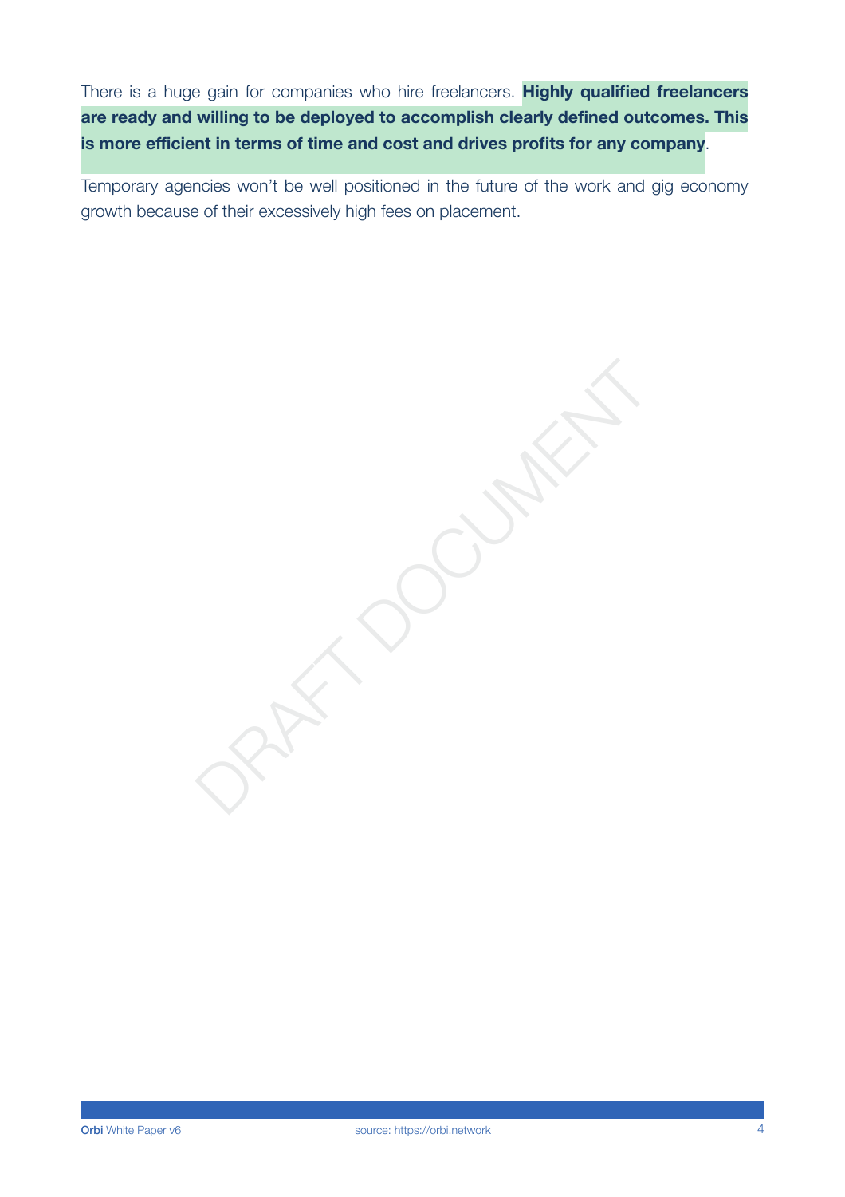There is a huge gain for companies who hire freelancers. **Highly qualified freelancers are ready and willing to be deployed to accomplish clearly defined outcomes. This is more efficient in terms of time and cost and drives profits for any company**.

Temporary agencies won't be well positioned in the future of the work and gig economy growth because of their excessively high fees on placement.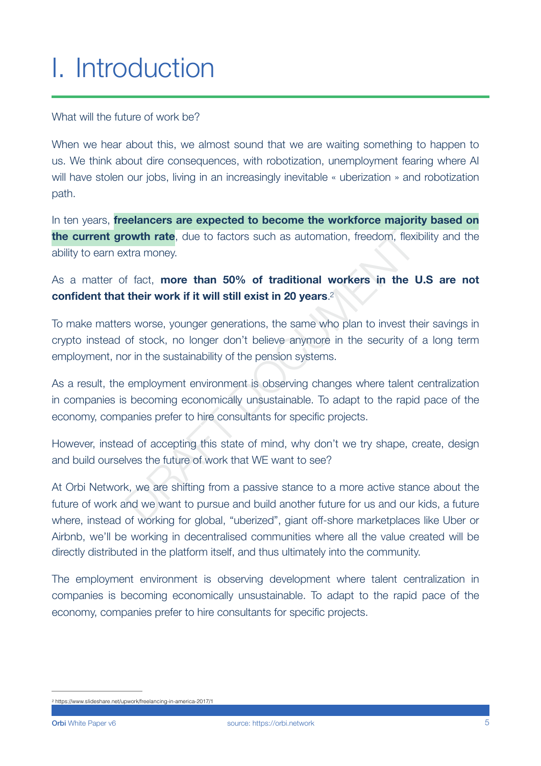# I. Introduction

What will the future of work be?

When we hear about this, we almost sound that we are waiting something to happen to us. We think about dire consequences, with robotization, unemployment fearing where AI will have stolen our jobs, living in an increasingly inevitable « uberization » and robotization path.

In ten years, **freelancers are expected to become the workforce majority based on the current growth rate**, due to factors such as automation, freedom, flexibility and the ability to earn extra money.

As a matter of fact, **more than 50% of traditional workers in the U.S are not confident that their work if it will still exist in 20 years**.[2]

To make matters worse, younger generations, the same who plan to invest their savings in crypto instead of stock, no longer don't believe anymore in the security of a long term employment, nor in the sustainability of the pension systems.

As a result, the employment environment is observing changes where talent centralization in companies is becoming economically unsustainable. To adapt to the rapid pace of the economy, companies prefer to hire consultants for specific projects.

However, instead of accepting this state of mind, why don't we try shape, create, design and build ourselves the future of work that WE want to see?

At Orbi Network, we are shifting from a passive stance to a more active stance about the future of work and we want to pursue and build another future for us and our kids, a future where, instead of working for global, "uberized", giant off-shore marketplaces like Uber or Airbnb, we'll be working in decentralised communities where all the value created will be directly distributed in the platform itself, and thus ultimately into the community.

The employment environment is observing development where talent centralization in companies is becoming economically unsustainable. To adapt to the rapid pace of the economy, companies prefer to hire consultants for specific projects.

---

[2] https://www.slideshare.net/upwork/freelancing-in-america-2017/1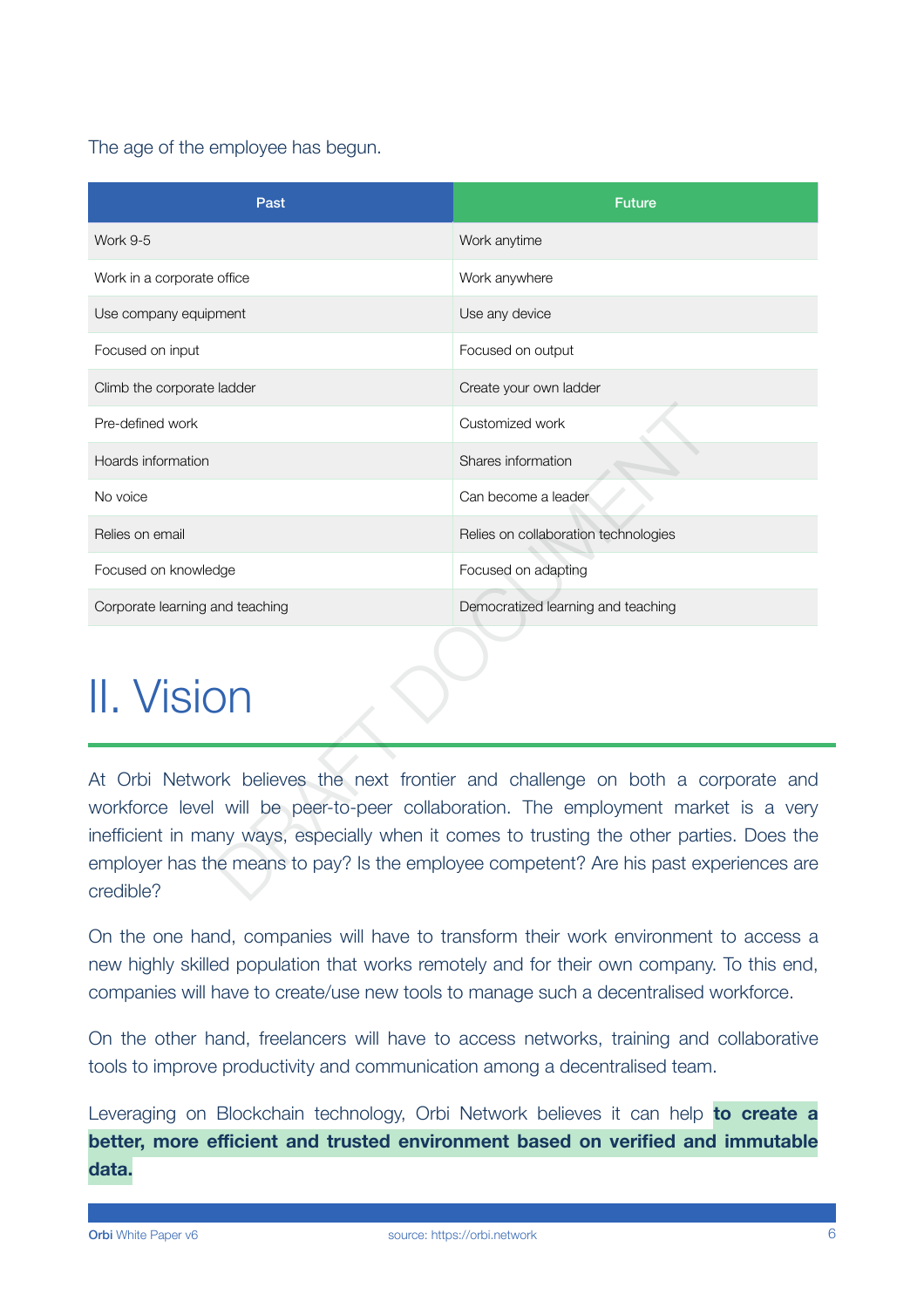The age of the employee has begun.

| Past | Future |
|---|---|
| Work 9-5 | Work anytime |
| Work in a corporate office | Work anywhere |
| Use company equipment | Use any device |
| Focused on input | Focused on output |
| Climb the corporate ladder | Create your own ladder |
| Pre-defined work | Customized work |
| Hoards information | Shares information |
| No voice | Can become a leader |
| Relies on email | Relies on collaboration technologies |
| Focused on knowledge | Focused on adapting |
| Corporate learning and teaching | Democratized learning and teaching |

# II. Vision

At Orbi Network believes the next frontier and challenge on both a corporate and workforce level will be peer-to-peer collaboration. The employment market is a very inefficient in many ways, especially when it comes to trusting the other parties. Does the employer has the means to pay? Is the employee competent? Are his past experiences are credible?

On the one hand, companies will have to transform their work environment to access a new highly skilled population that works remotely and for their own company. To this end, companies will have to create/use new tools to manage such a decentralised workforce.

On the other hand, freelancers will have to access networks, training and collaborative tools to improve productivity and communication among a decentralised team.

Leveraging on Blockchain technology, Orbi Network believes it can help **to create a better, more efficient and trusted environment based on verified and immutable data.**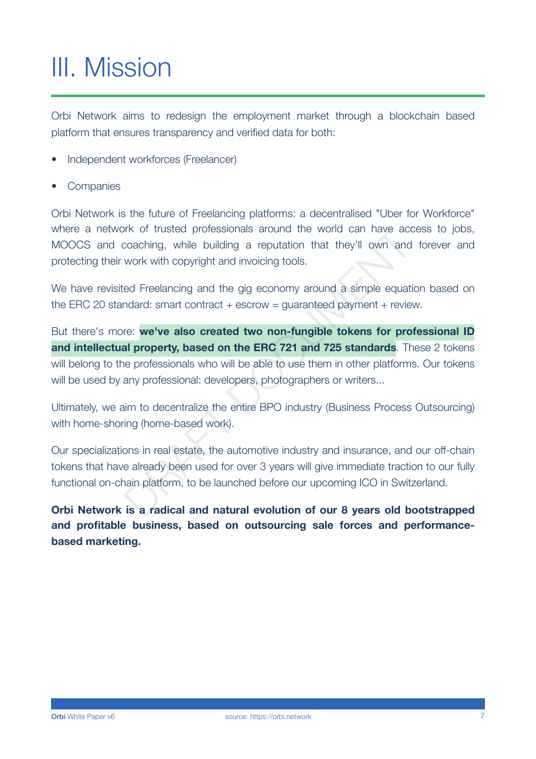# III. Mission

Orbi Network aims to redesign the employment market through a blockchain based platform that ensures transparency and verified data for both:

- Independent workforces (Freelancer)
- Companies

Orbi Network is the future of Freelancing platforms: a decentralised "Uber for Workforce" where a network of trusted professionals around the world can have access to jobs, MOOCS and coaching, while building a reputation that they'll own and forever and protecting their work with copyright and invoicing tools.

We have revisited Freelancing and the gig economy around a simple equation based on the ERC 20 standard: smart contract + escrow = guaranteed payment + review.

But there's more: **we've also created two non-fungible tokens for professional ID and intellectual property, based on the ERC 721 and 725 standards**. These 2 tokens will belong to the professionals who will be able to use them in other platforms. Our tokens will be used by any professional: developers, photographers or writers...

Ultimately, we aim to decentralize the entire BPO industry (Business Process Outsourcing) with home-shoring (home-based work).

Our specializations in real estate, the automotive industry and insurance, and our off-chain tokens that have already been used for over 3 years will give immediate traction to our fully functional on-chain platform, to be launched before our upcoming ICO in Switzerland.

**Orbi Network is a radical and natural evolution of our 8 years old bootstrapped and profitable business, based on outsourcing sale forces and performance-based marketing.**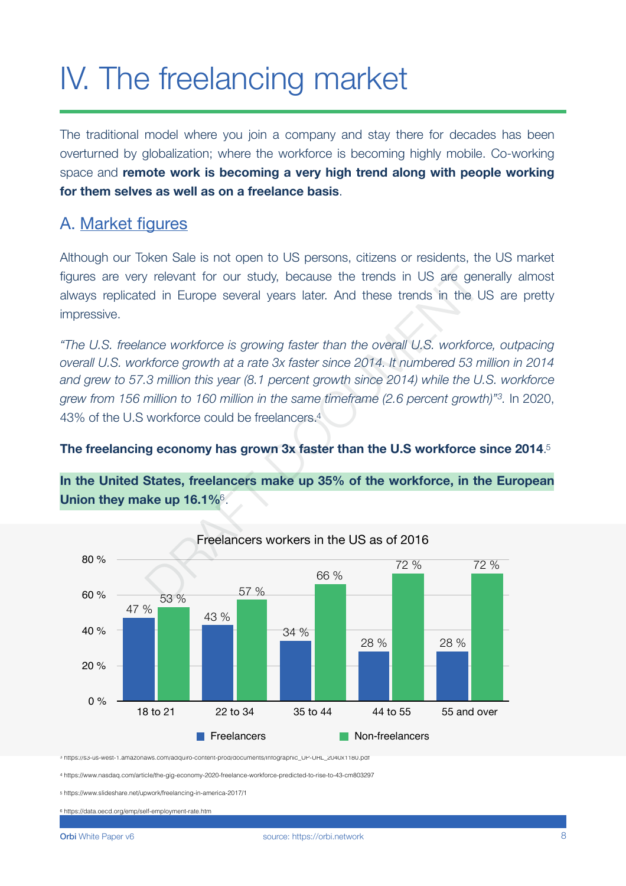# IV. The freelancing market

The traditional model where you join a company and stay there for decades has been overturned by globalization; where the workforce is becoming highly mobile. Co-working space and **remote work is becoming a very high trend along with people working for them selves as well as on a freelance basis**.

## A. Market figures

Although our Token Sale is not open to US persons, citizens or residents, the US market figures are very relevant for our study, because the trends in US are generally almost always replicated in Europe several years later. And these trends in the US are pretty impressive.

*"The U.S. freelance workforce is growing faster than the overall U.S. workforce, outpacing overall U.S. workforce growth at a rate 3x faster since 2014. It numbered 53 million in 2014 and grew to 57.3 million this year (8.1 percent growth since 2014) while the U.S. workforce grew from 156 million to 160 million in the same timeframe (2.6 percent growth)"[3].* In 2020, 43% of the U.S workforce could be freelancers.[4]

**The freelancing economy has grown 3x faster than the U.S workforce since 2014**.[5]

**In the United States, freelancers make up 35% of the workforce, in the European Union they make up 16.1%**[6].

Freelancers workers in the US as of 2016

| Age | Freelancers | Non-freelancers |
|---|---|---|
| 18 to 21 | 47 % | 53 % |
| 22 to 34 | 43 % | 57 % |
| 35 to 44 | 34 % | 66 % |
| 44 to 55 | 28 % | 72 % |
| 55 and over | 28 % | 72 % |

[3] https://s3-us-west-1.amazonaws.com/adquiro-content-prod/documents/Infographic_UP-URL_2040x1180.pdf

[4] https://www.nasdaq.com/article/the-gig-economy-2020-freelance-workforce-predicted-to-rise-to-43-cm803297

[5] https://www.slideshare.net/upwork/freelancing-in-america-2017/1

[6] https://data.oecd.org/emp/self-employment-rate.htm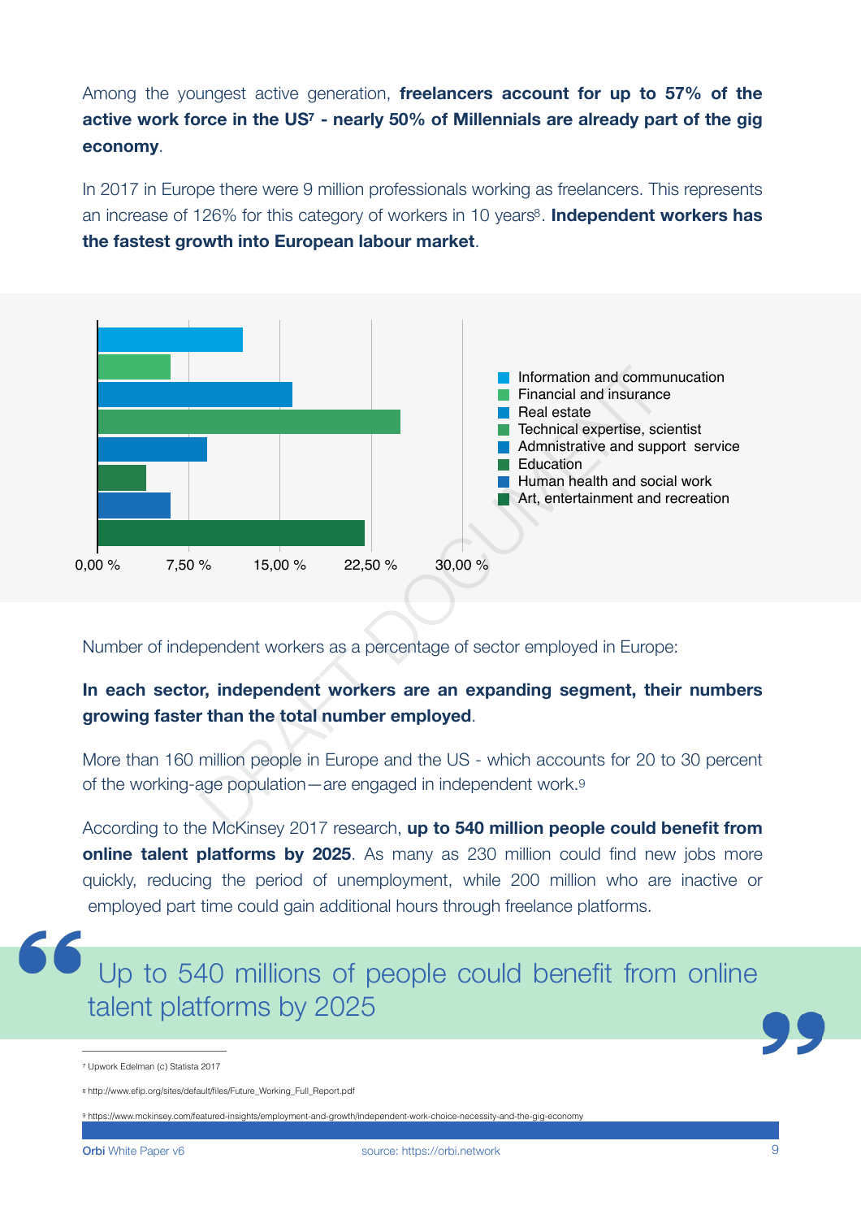Among the youngest active generation, **freelancers account for up to 57% of the active work force in the US[7] - nearly 50% of Millennials are already part of the gig economy**.

In 2017 in Europe there were 9 million professionals working as freelancers. This represents an increase of 126% for this category of workers in 10 years[8]. **Independent workers has the fastest growth into European labour market**.

- Information and communucation
- Financial and insurance
- Real estate
- Technical expertise, scientist
- Admnistrative and support service
- Education
- Human health and social work
- Art, entertainment and recreation

0,00 % | 7,50 % | 15,00 % | 22,50 % | 30,00 %

Number of independent workers as a percentage of sector employed in Europe:

**In each sector, independent workers are an expanding segment, their numbers growing faster than the total number employed**.

More than 160 million people in Europe and the US - which accounts for 20 to 30 percent of the working-age population—are engaged in independent work.[9]

According to the McKinsey 2017 research, **up to 540 million people could benefit from online talent platforms by 2025**. As many as 230 million could find new jobs more quickly, reducing the period of unemployment, while 200 million who are inactive or employed part time could gain additional hours through freelance platforms.

> Up to 540 millions of people could benefit from online talent platforms by 2025

[7] Upwork Edelman (c) Statista 2017

[8] http://www.efip.org/sites/default/files/Future_Working_Full_Report.pdf

[9] https://www.mckinsey.com/featured-insights/employment-and-growth/independent-work-choice-necessity-and-the-gig-economy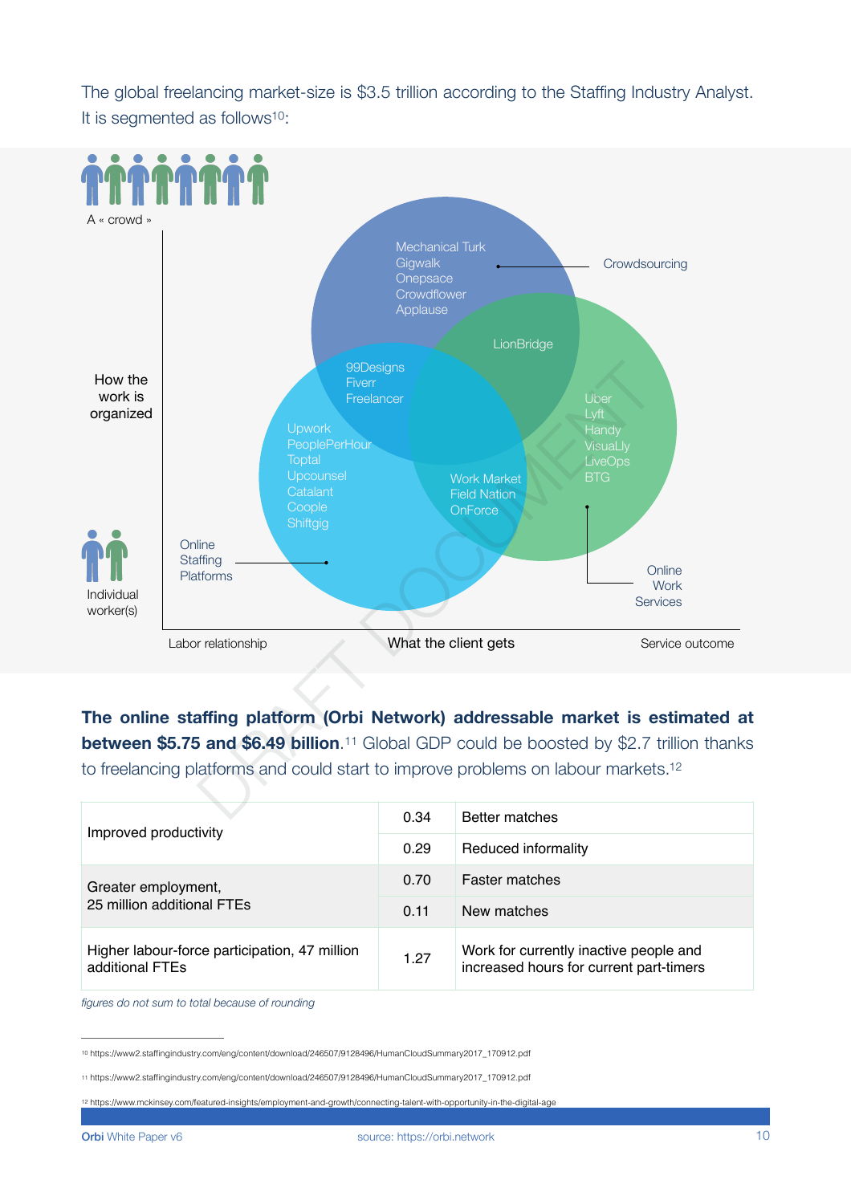The global freelancing market-size is $3.5 trillion according to the Staffing Industry Analyst. It is segmented as follows[10]:

A « crowd »

How the work is organized

Individual worker(s)

Mechanical Turk
Gigwalk
Onepsace
Crowdflower
Applause

Crowdsourcing

LionBridge

99Designs
Fiverr
Freelancer

Uber
Lyft
Handy
VisuaLly
LiveOps
BTG

Upwork
PeoplePerHour
Toptal
Upcounsel
Catalant
Coople
Shiftgig

Work Market
Field Nation
OnForce

Online Staffing Platforms

Online Work Services

Labor relationship — What the client gets — Service outcome

**The online staffing platform (Orbi Network) addressable market is estimated at between $5.75 and $6.49 billion.**[11] Global GDP could be boosted by $2.7 trillion thanks to freelancing platforms and could start to improve problems on labour markets.[12]

| | | |
|---|---|---|
| Improved productivity | 0.34 | Better matches |
| | 0.29 | Reduced informality |
| Greater employment, 25 million additional FTEs | 0.70 | Faster matches |
| | 0.11 | New matches |
| Higher labour-force participation, 47 million additional FTEs | 1.27 | Work for currently inactive people and increased hours for current part-timers |

*figures do not sum to total because of rounding*

[10] https://www2.staffingindustry.com/eng/content/download/246507/9128496/HumanCloudSummary2017_170912.pdf

[11] https://www2.staffingindustry.com/eng/content/download/246507/9128496/HumanCloudSummary2017_170912.pdf

[12] https://www.mckinsey.com/featured-insights/employment-and-growth/connecting-talent-with-opportunity-in-the-digital-age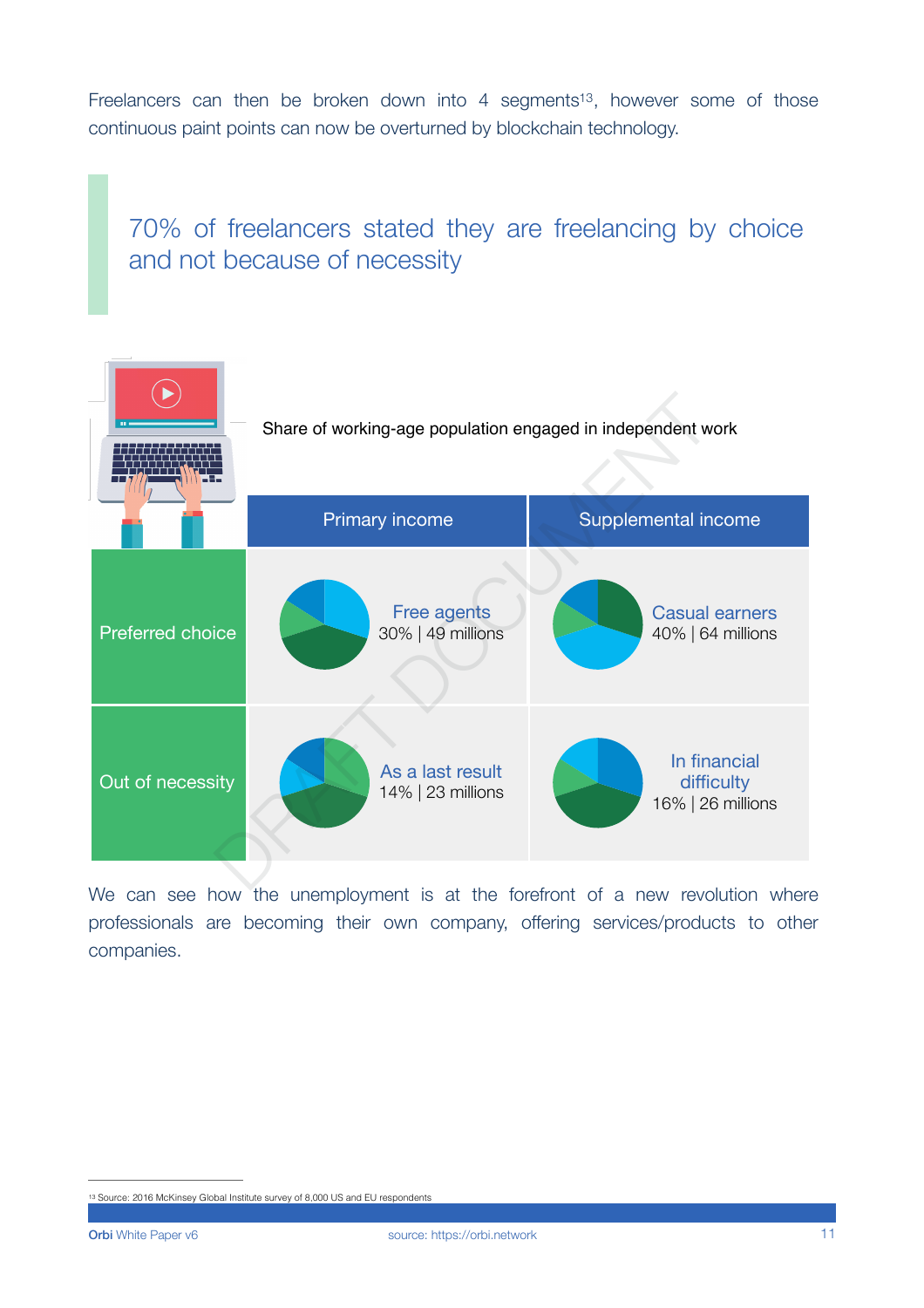Freelancers can then be broken down into 4 segments[13], however some of those continuous paint points can now be overturned by blockchain technology.

> 70% of freelancers stated they are freelancing by choice and not because of necessity

Share of working-age population engaged in independent work

| | Primary income | Supplemental income |
|---|---|---|
| Preferred choice | Free agents 30% \| 49 millions | Casual earners 40% \| 64 millions |
| Out of necessity | As a last result 14% \| 23 millions | In financial difficulty 16% \| 26 millions |

We can see how the unemployment is at the forefront of a new revolution where professionals are becoming their own company, offering services/products to other companies.

[13] Source: 2016 McKinsey Global Institute survey of 8,000 US and EU respondents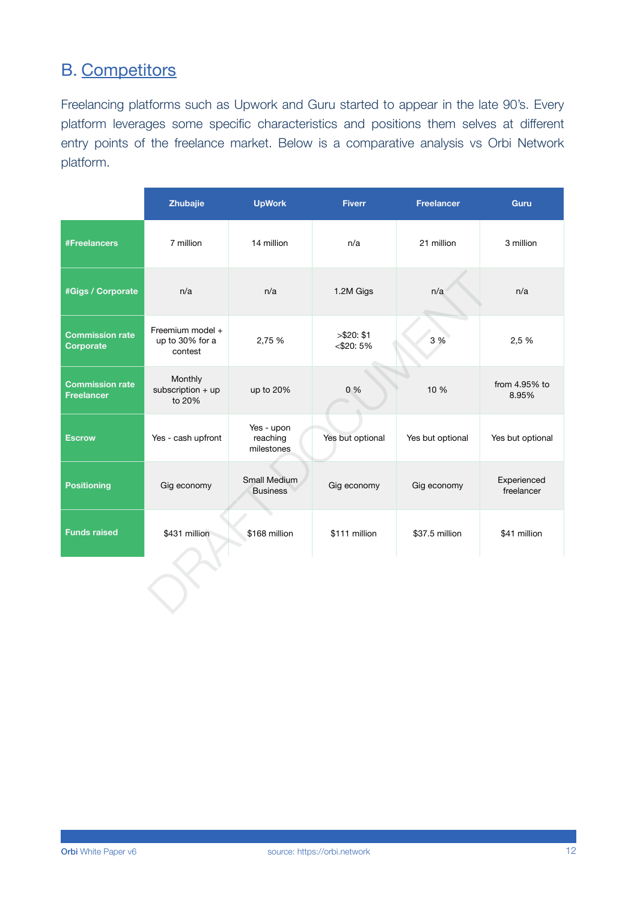## B. Competitors

Freelancing platforms such as Upwork and Guru started to appear in the late 90's. Every platform leverages some specific characteristics and positions them selves at different entry points of the freelance market. Below is a comparative analysis vs Orbi Network platform.

| | Zhubajie | UpWork | Fiverr | Freelancer | Guru |
|---|---|---|---|---|---|
| **#Freelancers** | 7 million | 14 million | n/a | 21 million | 3 million |
| **#Gigs / Corporate** | n/a | n/a | 1.2M Gigs | n/a | n/a |
| **Commission rate Corporate** | Freemium model + up to 30% for a contest | 2,75 % | >$20: $1 <$20: 5% | 3 % | 2,5 % |
| **Commission rate Freelancer** | Monthly subscription + up to 20% | up to 20% | 0 % | 10 % | from 4.95% to 8.95% |
| **Escrow** | Yes - cash upfront | Yes - upon reaching milestones | Yes but optional | Yes but optional | Yes but optional |
| **Positioning** | Gig economy | Small Medium Business | Gig economy | Gig economy | Experienced freelancer |
| **Funds raised** | $431 million | $168 million | $111 million | $37.5 million | $41 million |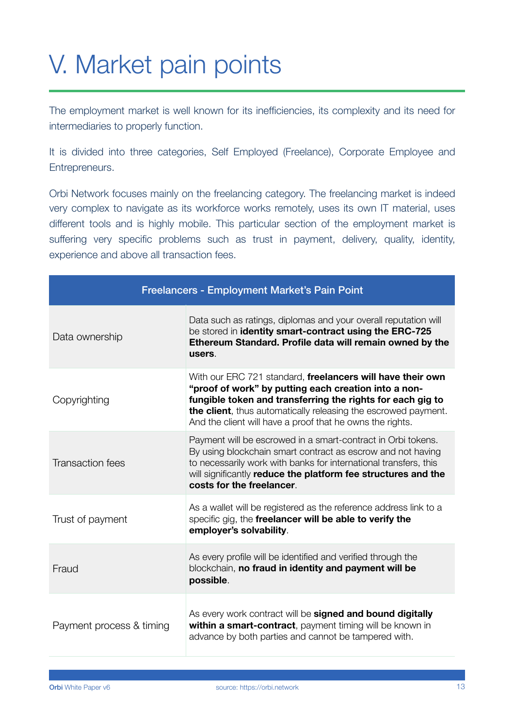# V. Market pain points

The employment market is well known for its inefficiencies, its complexity and its need for intermediaries to properly function.

It is divided into three categories, Self Employed (Freelance), Corporate Employee and Entrepreneurs.

Orbi Network focuses mainly on the freelancing category. The freelancing market is indeed very complex to navigate as its workforce works remotely, uses its own IT material, uses different tools and is highly mobile. This particular section of the employment market is suffering very specific problems such as trust in payment, delivery, quality, identity, experience and above all transaction fees.

| Freelancers - Employment Market's Pain Point | |
|---|---|
| Data ownership | Data such as ratings, diplomas and your overall reputation will be stored in **identity smart-contract using the ERC-725 Ethereum Standard. Profile data will remain owned by the users**. |
| Copyrighting | With our ERC 721 standard, **freelancers will have their own "proof of work" by putting each creation into a non-fungible token and transferring the rights for each gig to the client**, thus automatically releasing the escrowed payment. And the client will have a proof that he owns the rights. |
| Transaction fees | Payment will be escrowed in a smart-contract in Orbi tokens. By using blockchain smart contract as escrow and not having to necessarily work with banks for international transfers, this will significantly **reduce the platform fee structures and the costs for the freelancer**. |
| Trust of payment | As a wallet will be registered as the reference address link to a specific gig, the **freelancer will be able to verify the employer's solvability**. |
| Fraud | As every profile will be identified and verified through the blockchain, **no fraud in identity and payment will be possible**. |
| Payment process & timing | As every work contract will be **signed and bound digitally within a smart-contract**, payment timing will be known in advance by both parties and cannot be tampered with. |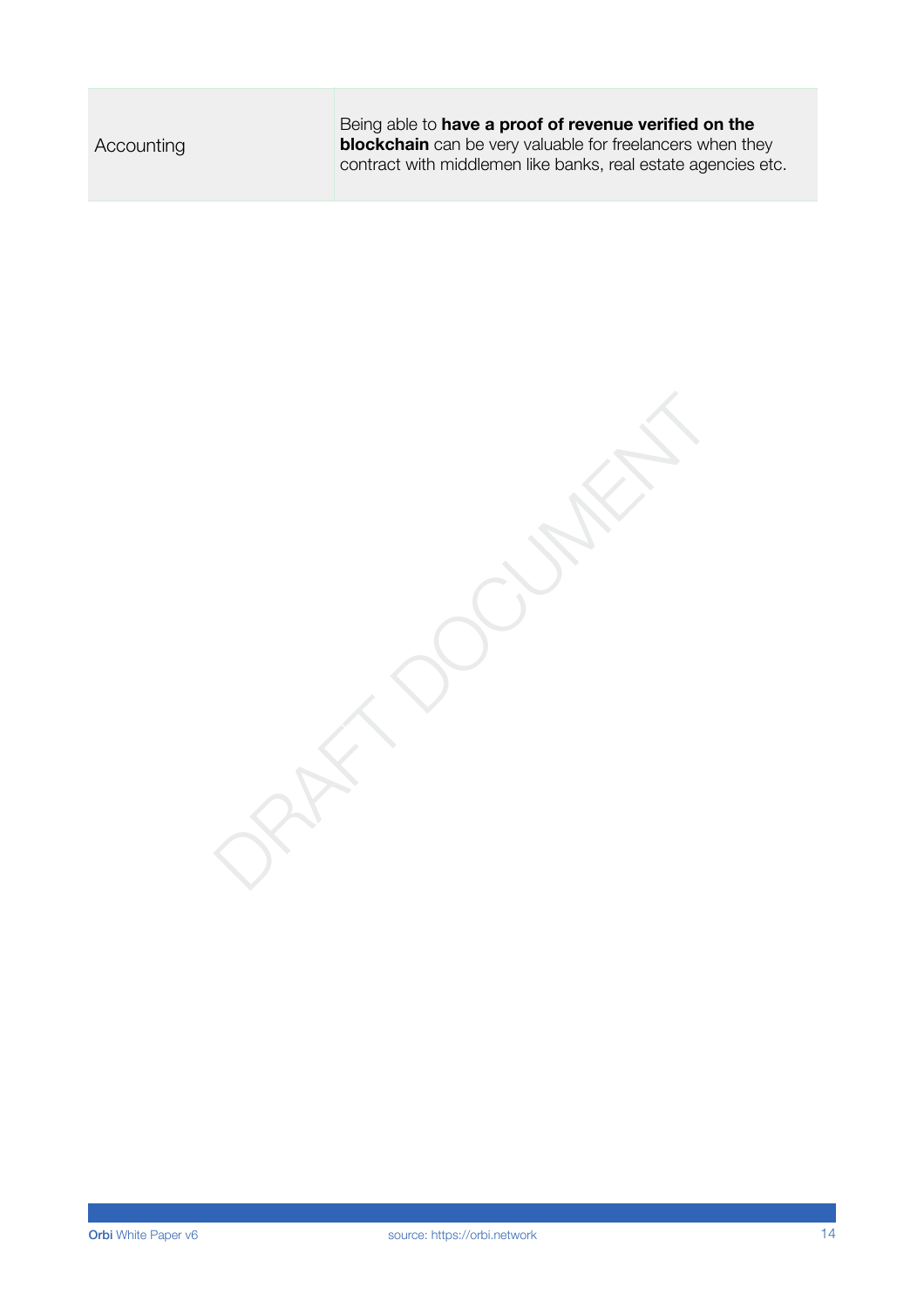| | |
|---|---|
| Accounting | Being able to **have a proof of revenue verified on the blockchain** can be very valuable for freelancers when they contract with middlemen like banks, real estate agencies etc. |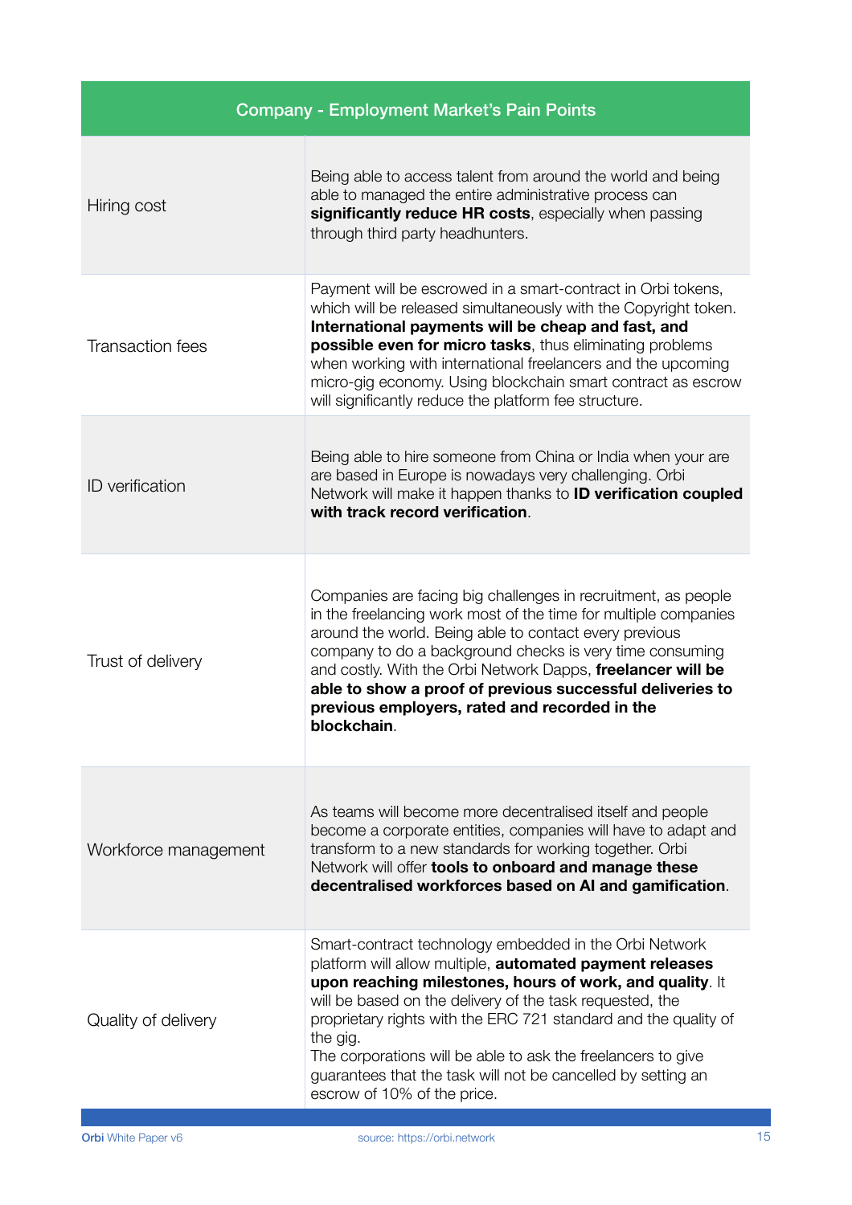| Company - Employment Market's Pain Points | |
|---|---|
| Hiring cost | Being able to access talent from around the world and being able to managed the entire administrative process can **significantly reduce HR costs**, especially when passing through third party headhunters. |
| Transaction fees | Payment will be escrowed in a smart-contract in Orbi tokens, which will be released simultaneously with the Copyright token. **International payments will be cheap and fast, and possible even for micro tasks**, thus eliminating problems when working with international freelancers and the upcoming micro-gig economy. Using blockchain smart contract as escrow will significantly reduce the platform fee structure. |
| ID verification | Being able to hire someone from China or India when your are are based in Europe is nowadays very challenging. Orbi Network will make it happen thanks to **ID verification coupled with track record verification**. |
| Trust of delivery | Companies are facing big challenges in recruitment, as people in the freelancing work most of the time for multiple companies around the world. Being able to contact every previous company to do a background checks is very time consuming and costly. With the Orbi Network Dapps, **freelancer will be able to show a proof of previous successful deliveries to previous employers, rated and recorded in the blockchain**. |
| Workforce management | As teams will become more decentralised itself and people become a corporate entities, companies will have to adapt and transform to a new standards for working together. Orbi Network will offer **tools to onboard and manage these decentralised workforces based on AI and gamification**. |
| Quality of delivery | Smart-contract technology embedded in the Orbi Network platform will allow multiple, **automated payment releases upon reaching milestones, hours of work, and quality**. It will be based on the delivery of the task requested, the proprietary rights with the ERC 721 standard and the quality of the gig.<br>The corporations will be able to ask the freelancers to give guarantees that the task will not be cancelled by setting an escrow of 10% of the price. |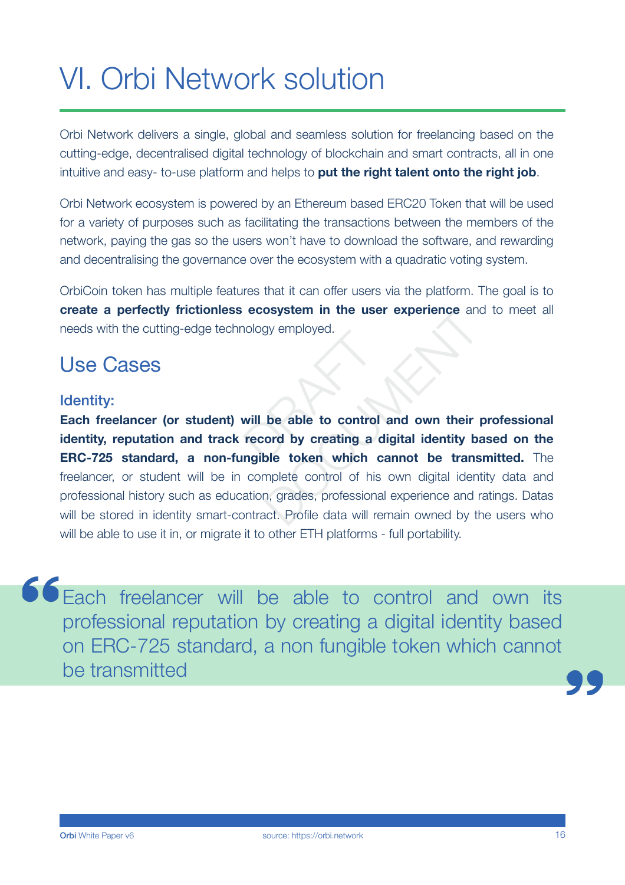# VI. Orbi Network solution

Orbi Network delivers a single, global and seamless solution for freelancing based on the cutting-edge, decentralised digital technology of blockchain and smart contracts, all in one intuitive and easy- to-use platform and helps to **put the right talent onto the right job**.

Orbi Network ecosystem is powered by an Ethereum based ERC20 Token that will be used for a variety of purposes such as facilitating the transactions between the members of the network, paying the gas so the users won't have to download the software, and rewarding and decentralising the governance over the ecosystem with a quadratic voting system.

OrbiCoin token has multiple features that it can offer users via the platform. The goal is to **create a perfectly frictionless ecosystem in the user experience** and to meet all needs with the cutting-edge technology employed.

## Use Cases

### Identity:

**Each freelancer (or student) will be able to control and own their professional identity, reputation and track record by creating a digital identity based on the ERC-725 standard, a non-fungible token which cannot be transmitted.** The freelancer, or student will be in complete control of his own digital identity data and professional history such as education, grades, professional experience and ratings. Datas will be stored in identity smart-contract. Profile data will remain owned by the users who will be able to use it in, or migrate it to other ETH platforms - full portability.

> "Each freelancer will be able to control and own its professional reputation by creating a digital identity based on ERC-725 standard, a non fungible token which cannot be transmitted"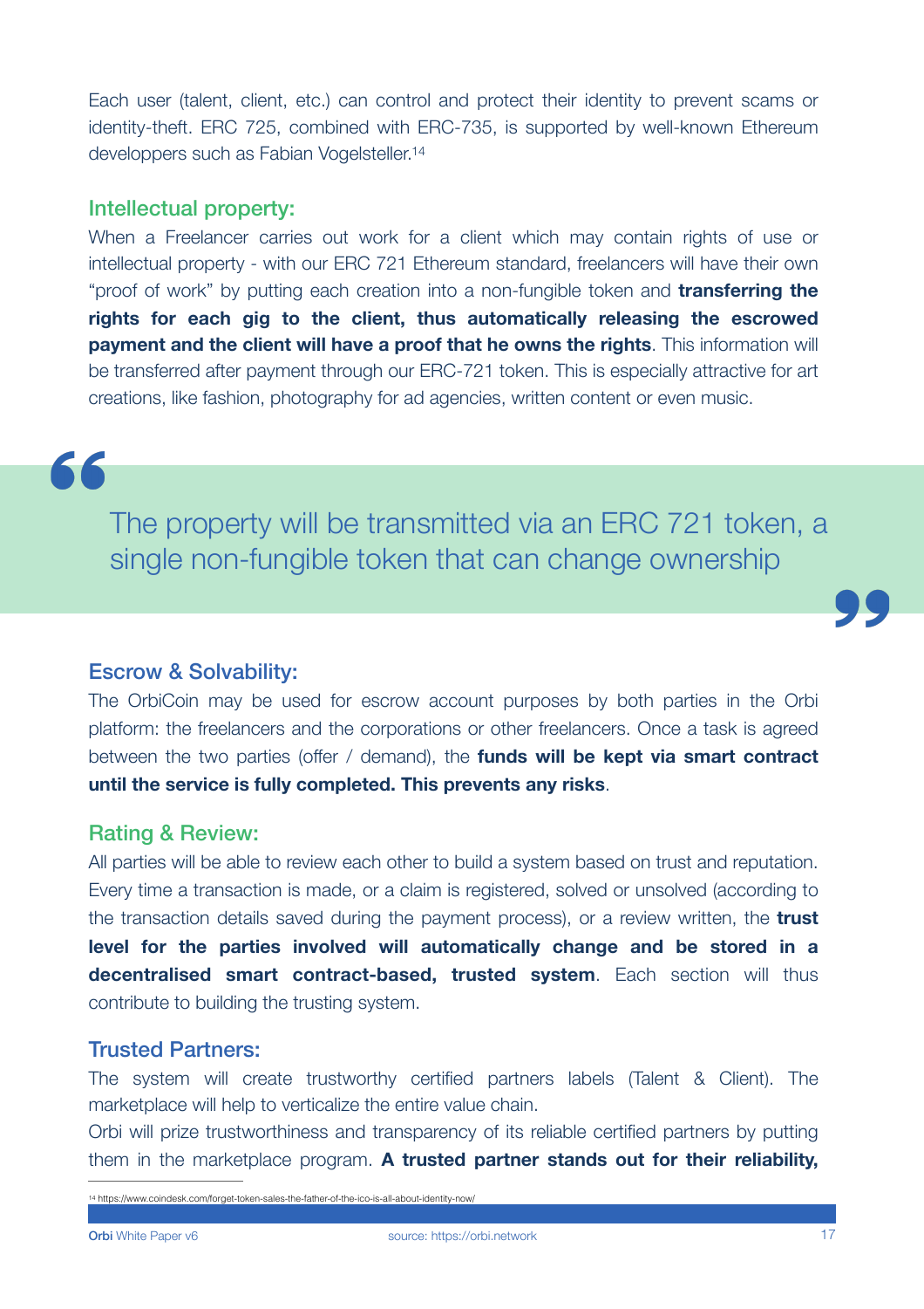Each user (talent, client, etc.) can control and protect their identity to prevent scams or identity-theft. ERC 725, combined with ERC-735, is supported by well-known Ethereum developpers such as Fabian Vogelsteller.[14]

### Intellectual property:

When a Freelancer carries out work for a client which may contain rights of use or intellectual property - with our ERC 721 Ethereum standard, freelancers will have their own "proof of work" by putting each creation into a non-fungible token and **transferring the rights for each gig to the client, thus automatically releasing the escrowed payment and the client will have a proof that he owns the rights**. This information will be transferred after payment through our ERC-721 token. This is especially attractive for art creations, like fashion, photography for ad agencies, written content or even music.

> The property will be transmitted via an ERC 721 token, a single non-fungible token that can change ownership

### Escrow & Solvability:

The OrbiCoin may be used for escrow account purposes by both parties in the Orbi platform: the freelancers and the corporations or other freelancers. Once a task is agreed between the two parties (offer / demand), the **funds will be kept via smart contract until the service is fully completed. This prevents any risks**.

### Rating & Review:

All parties will be able to review each other to build a system based on trust and reputation. Every time a transaction is made, or a claim is registered, solved or unsolved (according to the transaction details saved during the payment process), or a review written, the **trust level for the parties involved will automatically change and be stored in a decentralised smart contract-based, trusted system**. Each section will thus contribute to building the trusting system.

### Trusted Partners:

The system will create trustworthy certified partners labels (Talent & Client). The marketplace will help to verticalize the entire value chain.

Orbi will prize trustworthiness and transparency of its reliable certified partners by putting them in the marketplace program. **A trusted partner stands out for their reliability,**

[14] https://www.coindesk.com/forget-token-sales-the-father-of-the-ico-is-all-about-identity-now/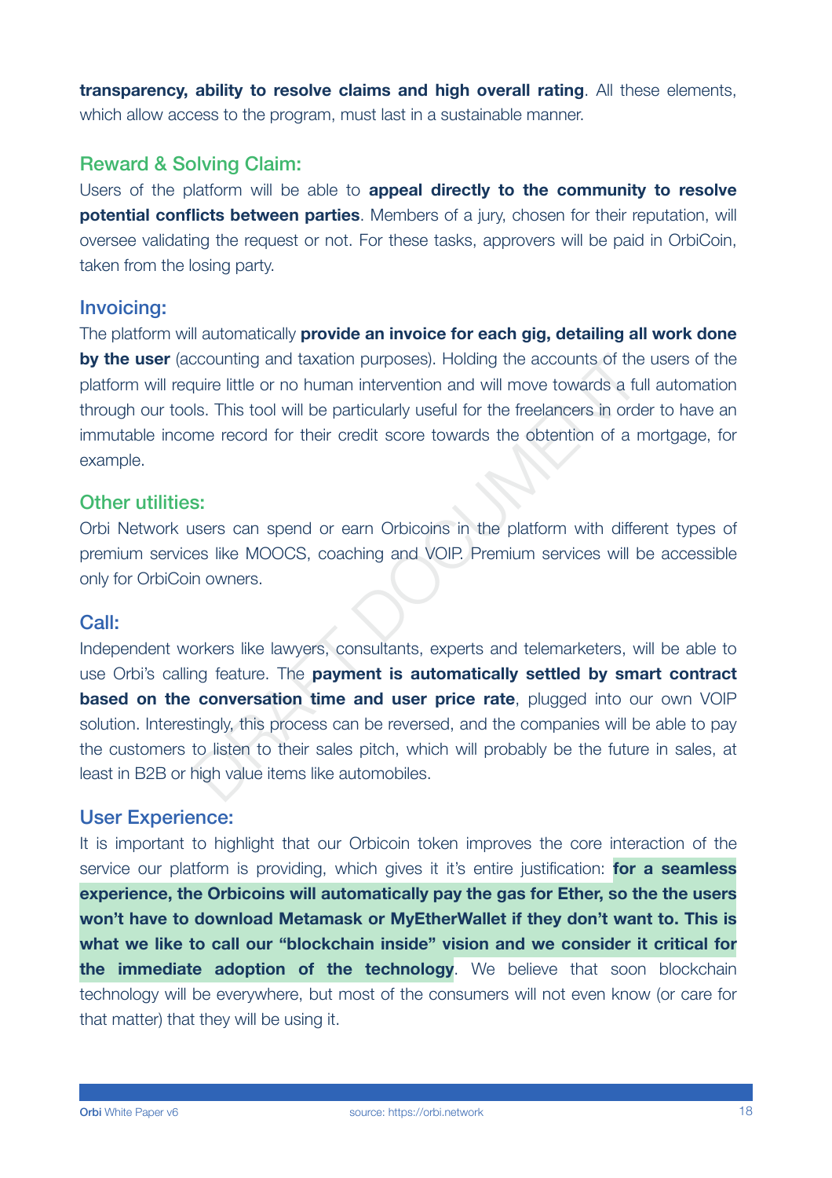**transparency, ability to resolve claims and high overall rating**. All these elements, which allow access to the program, must last in a sustainable manner.

## Reward & Solving Claim:

Users of the platform will be able to **appeal directly to the community to resolve potential conflicts between parties**. Members of a jury, chosen for their reputation, will oversee validating the request or not. For these tasks, approvers will be paid in OrbiCoin, taken from the losing party.

## Invoicing:

The platform will automatically **provide an invoice for each gig, detailing all work done by the user** (accounting and taxation purposes). Holding the accounts of the users of the platform will require little or no human intervention and will move towards a full automation through our tools. This tool will be particularly useful for the freelancers in order to have an immutable income record for their credit score towards the obtention of a mortgage, for example.

## Other utilities:

Orbi Network users can spend or earn Orbicoins in the platform with different types of premium services like MOOCS, coaching and VOIP. Premium services will be accessible only for OrbiCoin owners.

## Call:

Independent workers like lawyers, consultants, experts and telemarketers, will be able to use Orbi's calling feature. The **payment is automatically settled by smart contract based on the conversation time and user price rate**, plugged into our own VOIP solution. Interestingly, this process can be reversed, and the companies will be able to pay the customers to listen to their sales pitch, which will probably be the future in sales, at least in B2B or high value items like automobiles.

## User Experience:

It is important to highlight that our Orbicoin token improves the core interaction of the service our platform is providing, which gives it it's entire justification: **for a seamless experience, the Orbicoins will automatically pay the gas for Ether, so the the users won't have to download Metamask or MyEtherWallet if they don't want to. This is what we like to call our "blockchain inside" vision and we consider it critical for the immediate adoption of the technology**. We believe that soon blockchain technology will be everywhere, but most of the consumers will not even know (or care for that matter) that they will be using it.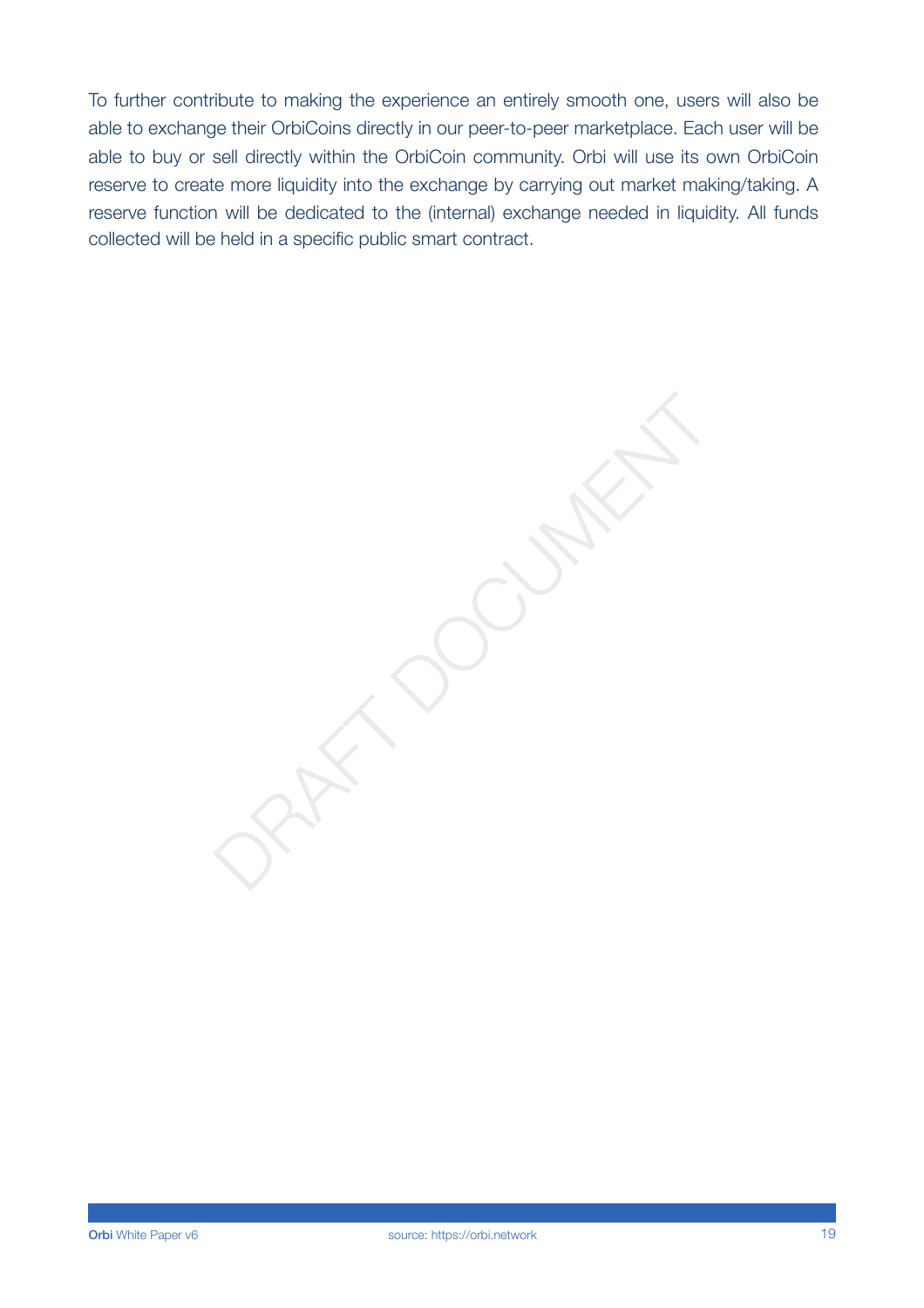To further contribute to making the experience an entirely smooth one, users will also be able to exchange their OrbiCoins directly in our peer-to-peer marketplace. Each user will be able to buy or sell directly within the OrbiCoin community. Orbi will use its own OrbiCoin reserve to create more liquidity into the exchange by carrying out market making/taking. A reserve function will be dedicated to the (internal) exchange needed in liquidity. All funds collected will be held in a specific public smart contract.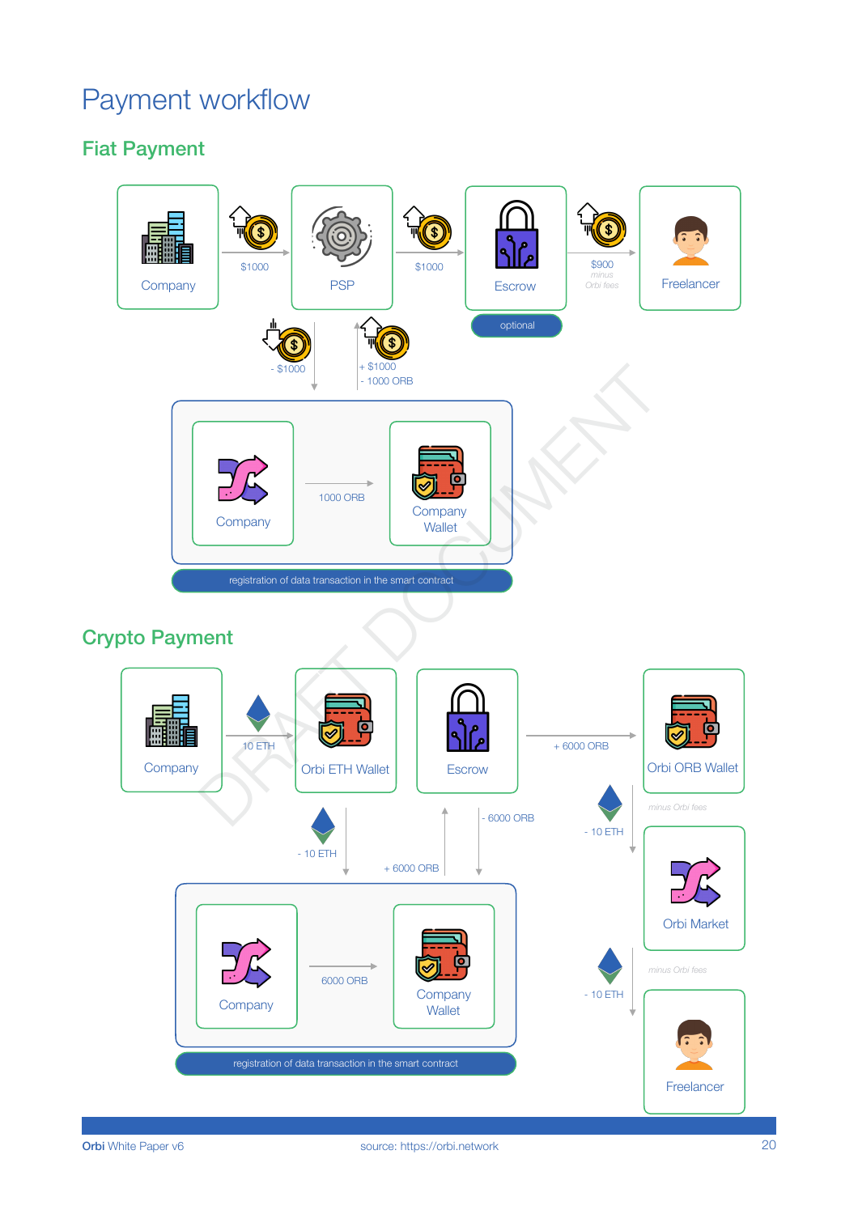# Payment workflow

## Fiat Payment

Company

$1000

PSP

$1000

Escrow

optional

$900
minus
Orbi fees

Freelancer

- $1000

+ $1000
- 1000 ORB

Company

1000 ORB

Company Wallet

registration of data transaction in the smart contract

## Crypto Payment

Company

10 ETH

Orbi ETH Wallet

Escrow

+ 6000 ORB

Orbi ORB Wallet

- 10 ETH

+ 6000 ORB

- 6000 ORB

minus Orbi fees

- 10 ETH

Orbi Market

Company

6000 ORB

Company Wallet

registration of data transaction in the smart contract

minus Orbi fees

- 10 ETH

Freelancer